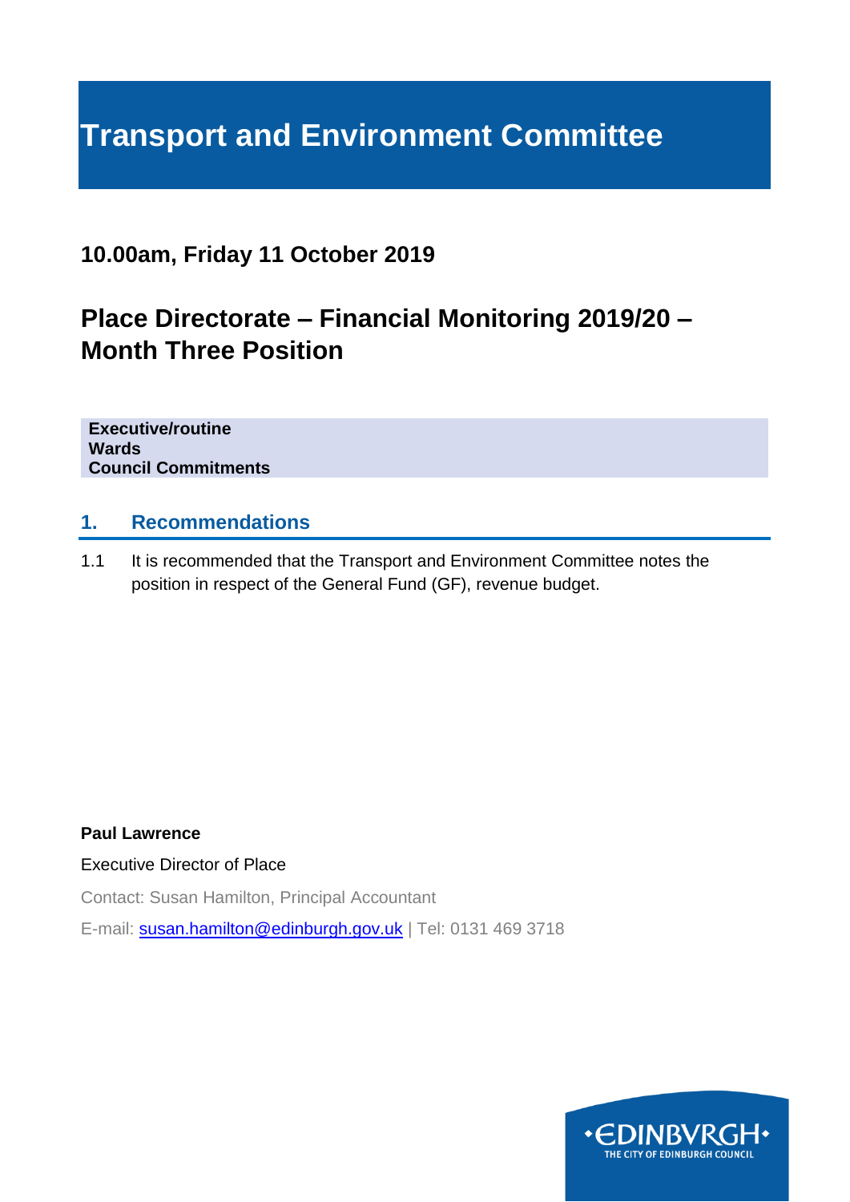# Transport and Environment Committee

**10.00am, Friday 11 October 2019**

## Place Directorate – Financial Monitoring 2019/20 – Month Three Position

**Executive/routine**
**Wards**
**Council Commitments**

## 1. Recommendations

1.1 It is recommended that the Transport and Environment Committee notes the position in respect of the General Fund (GF), revenue budget.

**Paul Lawrence**

Executive Director of Place

Contact: Susan Hamilton, Principal Accountant

E-mail: susan.hamilton@edinburgh.gov.uk | Tel: 0131 469 3718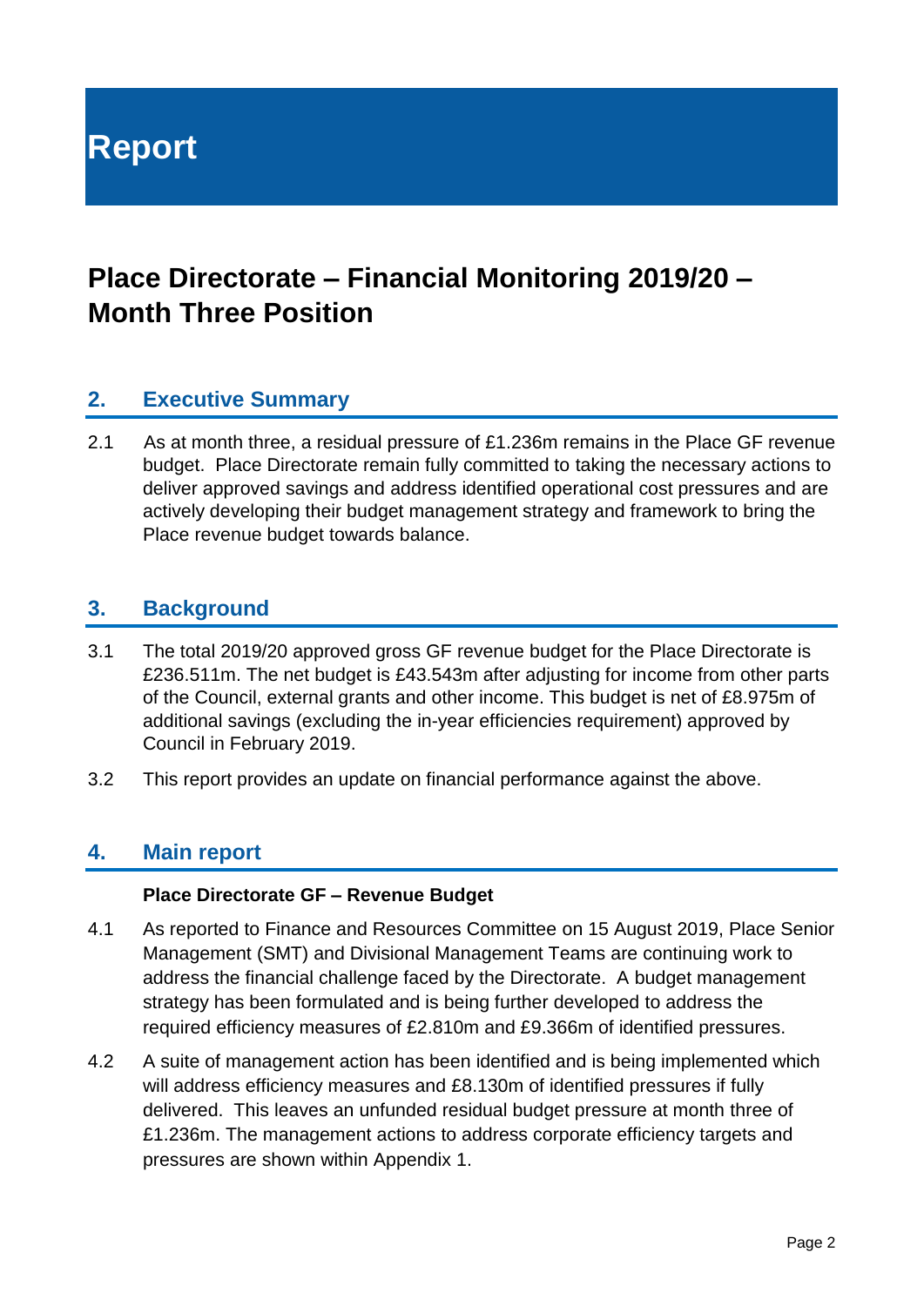# Report

# Place Directorate – Financial Monitoring 2019/20 – Month Three Position

## 2. Executive Summary

2.1 As at month three, a residual pressure of £1.236m remains in the Place GF revenue budget. Place Directorate remain fully committed to taking the necessary actions to deliver approved savings and address identified operational cost pressures and are actively developing their budget management strategy and framework to bring the Place revenue budget towards balance.

## 3. Background

3.1 The total 2019/20 approved gross GF revenue budget for the Place Directorate is £236.511m. The net budget is £43.543m after adjusting for income from other parts of the Council, external grants and other income. This budget is net of £8.975m of additional savings (excluding the in-year efficiencies requirement) approved by Council in February 2019.

3.2 This report provides an update on financial performance against the above.

## 4. Main report

**Place Directorate GF – Revenue Budget**

4.1 As reported to Finance and Resources Committee on 15 August 2019, Place Senior Management (SMT) and Divisional Management Teams are continuing work to address the financial challenge faced by the Directorate. A budget management strategy has been formulated and is being further developed to address the required efficiency measures of £2.810m and £9.366m of identified pressures.

4.2 A suite of management action has been identified and is being implemented which will address efficiency measures and £8.130m of identified pressures if fully delivered. This leaves an unfunded residual budget pressure at month three of £1.236m. The management actions to address corporate efficiency targets and pressures are shown within Appendix 1.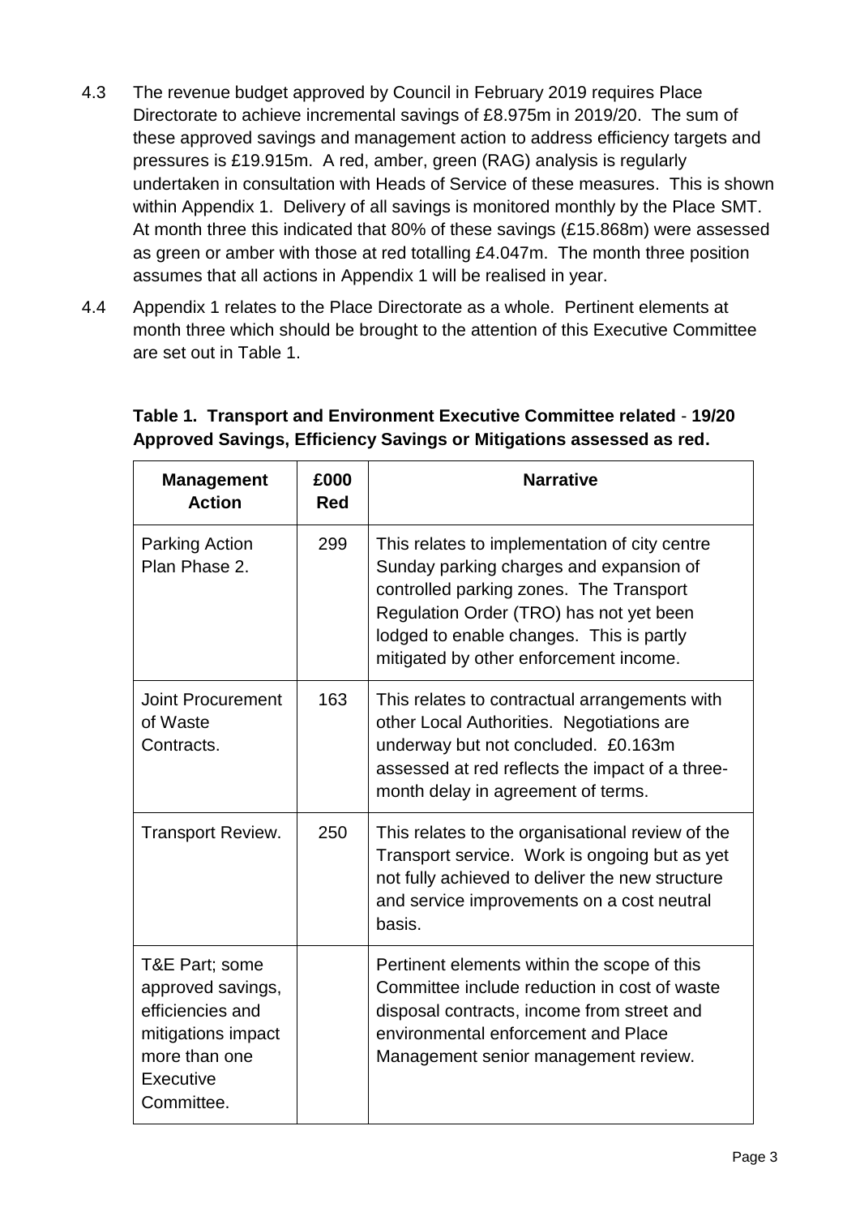4.3 The revenue budget approved by Council in February 2019 requires Place Directorate to achieve incremental savings of £8.975m in 2019/20. The sum of these approved savings and management action to address efficiency targets and pressures is £19.915m. A red, amber, green (RAG) analysis is regularly undertaken in consultation with Heads of Service of these measures. This is shown within Appendix 1. Delivery of all savings is monitored monthly by the Place SMT. At month three this indicated that 80% of these savings (£15.868m) were assessed as green or amber with those at red totalling £4.047m. The month three position assumes that all actions in Appendix 1 will be realised in year.

4.4 Appendix 1 relates to the Place Directorate as a whole. Pertinent elements at month three which should be brought to the attention of this Executive Committee are set out in Table 1.

**Table 1. Transport and Environment Executive Committee related - 19/20 Approved Savings, Efficiency Savings or Mitigations assessed as red.**

| Management Action | £000 Red | Narrative |
|---|---|---|
| Parking Action Plan Phase 2. | 299 | This relates to implementation of city centre Sunday parking charges and expansion of controlled parking zones. The Transport Regulation Order (TRO) has not yet been lodged to enable changes. This is partly mitigated by other enforcement income. |
| Joint Procurement of Waste Contracts. | 163 | This relates to contractual arrangements with other Local Authorities. Negotiations are underway but not concluded. £0.163m assessed at red reflects the impact of a three-month delay in agreement of terms. |
| Transport Review. | 250 | This relates to the organisational review of the Transport service. Work is ongoing but as yet not fully achieved to deliver the new structure and service improvements on a cost neutral basis. |
| T&E Part; some approved savings, efficiencies and mitigations impact more than one Executive Committee. | | Pertinent elements within the scope of this Committee include reduction in cost of waste disposal contracts, income from street and environmental enforcement and Place Management senior management review. |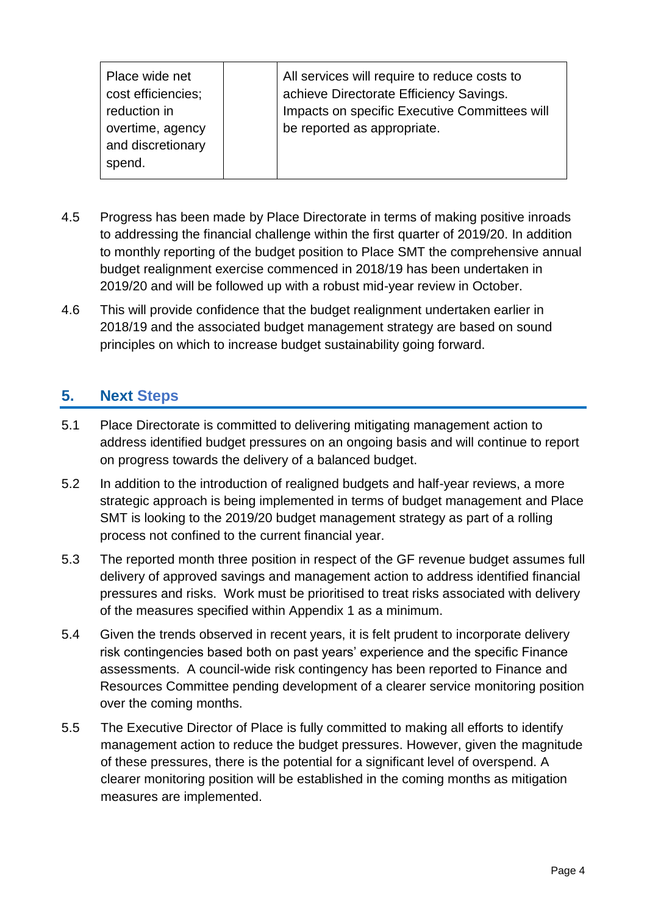| Place wide net cost efficiencies; reduction in overtime, agency and discretionary spend. | | All services will require to reduce costs to achieve Directorate Efficiency Savings. Impacts on specific Executive Committees will be reported as appropriate. |
|---|---|---|

4.5 Progress has been made by Place Directorate in terms of making positive inroads to addressing the financial challenge within the first quarter of 2019/20. In addition to monthly reporting of the budget position to Place SMT the comprehensive annual budget realignment exercise commenced in 2018/19 has been undertaken in 2019/20 and will be followed up with a robust mid-year review in October.

4.6 This will provide confidence that the budget realignment undertaken earlier in 2018/19 and the associated budget management strategy are based on sound principles on which to increase budget sustainability going forward.

## 5. Next Steps

5.1 Place Directorate is committed to delivering mitigating management action to address identified budget pressures on an ongoing basis and will continue to report on progress towards the delivery of a balanced budget.

5.2 In addition to the introduction of realigned budgets and half-year reviews, a more strategic approach is being implemented in terms of budget management and Place SMT is looking to the 2019/20 budget management strategy as part of a rolling process not confined to the current financial year.

5.3 The reported month three position in respect of the GF revenue budget assumes full delivery of approved savings and management action to address identified financial pressures and risks. Work must be prioritised to treat risks associated with delivery of the measures specified within Appendix 1 as a minimum.

5.4 Given the trends observed in recent years, it is felt prudent to incorporate delivery risk contingencies based both on past years' experience and the specific Finance assessments. A council-wide risk contingency has been reported to Finance and Resources Committee pending development of a clearer service monitoring position over the coming months.

5.5 The Executive Director of Place is fully committed to making all efforts to identify management action to reduce the budget pressures. However, given the magnitude of these pressures, there is the potential for a significant level of overspend. A clearer monitoring position will be established in the coming months as mitigation measures are implemented.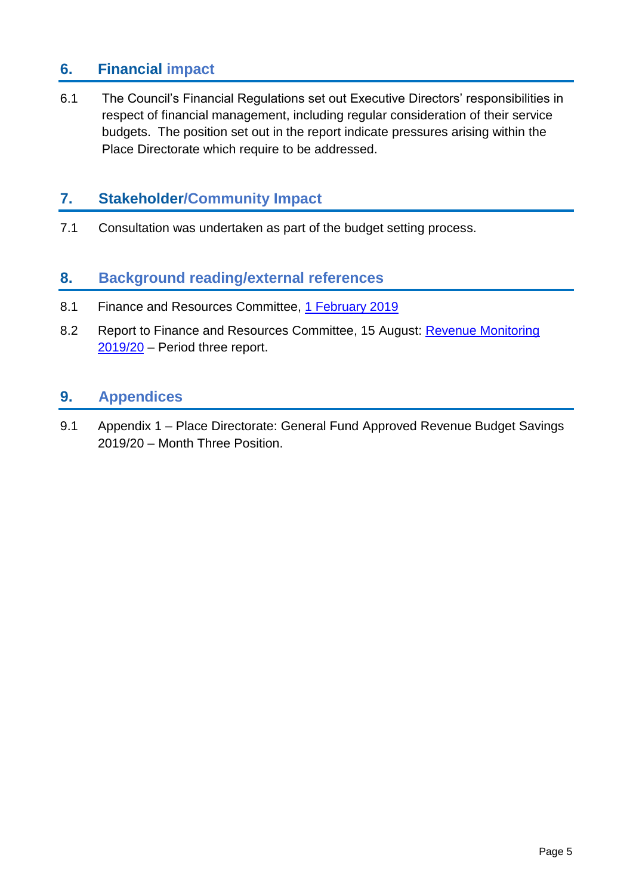## 6. Financial impact

6.1 The Council's Financial Regulations set out Executive Directors' responsibilities in respect of financial management, including regular consideration of their service budgets. The position set out in the report indicate pressures arising within the Place Directorate which require to be addressed.

## 7. Stakeholder/Community Impact

7.1 Consultation was undertaken as part of the budget setting process.

## 8. Background reading/external references

8.1 Finance and Resources Committee, 1 February 2019

8.2 Report to Finance and Resources Committee, 15 August: Revenue Monitoring 2019/20 – Period three report.

## 9. Appendices

9.1 Appendix 1 – Place Directorate: General Fund Approved Revenue Budget Savings 2019/20 – Month Three Position.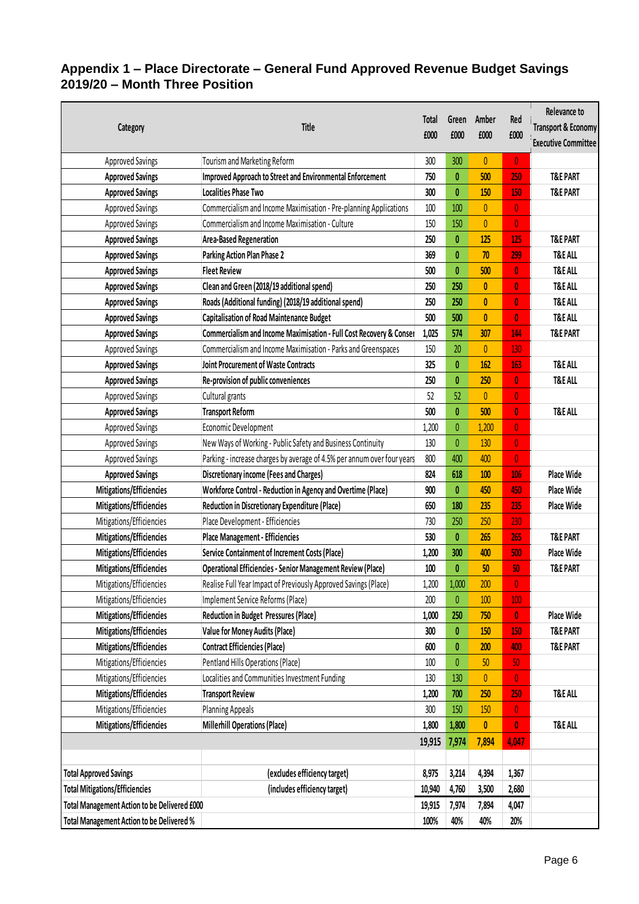## Appendix 1 – Place Directorate – General Fund Approved Revenue Budget Savings 2019/20 – Month Three Position

| Category | Title | Total £000 | Green £000 | Amber £000 | Red £000 | Relevance to Transport & Economy Executive Committee |
|---|---|---|---|---|---|---|
| Approved Savings | Tourism and Marketing Reform | 300 | 300 | 0 | 0 | |
| **Approved Savings** | **Improved Approach to Street and Environmental Enforcement** | **750** | **0** | **500** | **250** | **T&E PART** |
| **Approved Savings** | **Localities Phase Two** | **300** | **0** | **150** | **150** | **T&E PART** |
| Approved Savings | Commercialism and Income Maximisation - Pre-planning Applications | 100 | 100 | 0 | 0 | |
| Approved Savings | Commercialism and Income Maximisation - Culture | 150 | 150 | 0 | 0 | |
| **Approved Savings** | **Area-Based Regeneration** | **250** | **0** | **125** | **125** | **T&E PART** |
| **Approved Savings** | **Parking Action Plan Phase 2** | **369** | **0** | **70** | **299** | **T&E ALL** |
| **Approved Savings** | **Fleet Review** | **500** | **0** | **500** | **0** | **T&E ALL** |
| **Approved Savings** | **Clean and Green (2018/19 additional spend)** | **250** | **250** | **0** | **0** | **T&E ALL** |
| **Approved Savings** | **Roads (Additional funding) (2018/19 additional spend)** | **250** | **250** | **0** | **0** | **T&E ALL** |
| **Approved Savings** | **Capitalisation of Road Maintenance Budget** | **500** | **500** | **0** | **0** | **T&E ALL** |
| **Approved Savings** | **Commercialism and Income Maximisation - Full Cost Recovery & Conser** | **1,025** | **574** | **307** | **144** | **T&E PART** |
| Approved Savings | Commercialism and Income Maximisation - Parks and Greenspaces | 150 | 20 | 0 | 130 | |
| **Approved Savings** | **Joint Procurement of Waste Contracts** | **325** | **0** | **162** | **163** | **T&E ALL** |
| **Approved Savings** | **Re-provision of public conveniences** | **250** | **0** | **250** | **0** | **T&E ALL** |
| Approved Savings | Cultural grants | 52 | 52 | 0 | 0 | |
| **Approved Savings** | **Transport Reform** | **500** | **0** | **500** | **0** | **T&E ALL** |
| Approved Savings | Economic Development | 1,200 | 0 | 1,200 | 0 | |
| Approved Savings | New Ways of Working - Public Safety and Business Continuity | 130 | 0 | 130 | 0 | |
| Approved Savings | Parking - increase charges by average of 4.5% per annum over four years | 800 | 400 | 400 | 0 | |
| **Approved Savings** | **Discretionary income (Fees and Charges)** | **824** | **618** | **100** | **106** | **Place Wide** |
| **Mitigations/Efficiencies** | **Workforce Control - Reduction in Agency and Overtime (Place)** | **900** | **0** | **450** | **450** | **Place Wide** |
| **Mitigations/Efficiencies** | **Reduction in Discretionary Expenditure (Place)** | **650** | **180** | **235** | **235** | **Place Wide** |
| Mitigations/Efficiencies | Place Development - Efficiencies | 730 | 250 | 250 | 230 | |
| **Mitigations/Efficiencies** | **Place Management - Efficiencies** | **530** | **0** | **265** | **265** | **T&E PART** |
| **Mitigations/Efficiencies** | **Service Containment of Increment Costs (Place)** | **1,200** | **300** | **400** | **500** | **Place Wide** |
| **Mitigations/Efficiencies** | **Operational Efficiencies - Senior Management Review (Place)** | **100** | **0** | **50** | **50** | **T&E PART** |
| Mitigations/Efficiencies | Realise Full Year Impact of Previously Approved Savings (Place) | 1,200 | 1,000 | 200 | 0 | |
| Mitigations/Efficiencies | Implement Service Reforms (Place) | 200 | 0 | 100 | 100 | |
| **Mitigations/Efficiencies** | **Reduction in Budget Pressures (Place)** | **1,000** | **250** | **750** | **0** | **Place Wide** |
| **Mitigations/Efficiencies** | **Value for Money Audits (Place)** | **300** | **0** | **150** | **150** | **T&E PART** |
| **Mitigations/Efficiencies** | **Contract Efficiencies (Place)** | **600** | **0** | **200** | **400** | **T&E PART** |
| Mitigations/Efficiencies | Pentland Hills Operations (Place) | 100 | 0 | 50 | 50 | |
| Mitigations/Efficiencies | Localities and Communities Investment Funding | 130 | 130 | 0 | 0 | |
| **Mitigations/Efficiencies** | **Transport Review** | **1,200** | **700** | **250** | **250** | **T&E ALL** |
| Mitigations/Efficiencies | Planning Appeals | 300 | 150 | 150 | 0 | |
| **Mitigations/Efficiencies** | **Millerhill Operations (Place)** | **1,800** | **1,800** | **0** | **0** | **T&E ALL** |
| | | **19,915** | **7,974** | **7,894** | **4,047** | |
| | | | | | | |
| **Total Approved Savings** | **(excludes efficiency target)** | **8,975** | **3,214** | **4,394** | **1,367** | |
| **Total Mitigations/Efficiencies** | **(includes efficiency target)** | **10,940** | **4,760** | **3,500** | **2,680** | |
| **Total Management Action to be Delivered £000** | | **19,915** | **7,974** | **7,894** | **4,047** | |
| **Total Management Action to be Delivered %** | | **100%** | **40%** | **40%** | **20%** | |